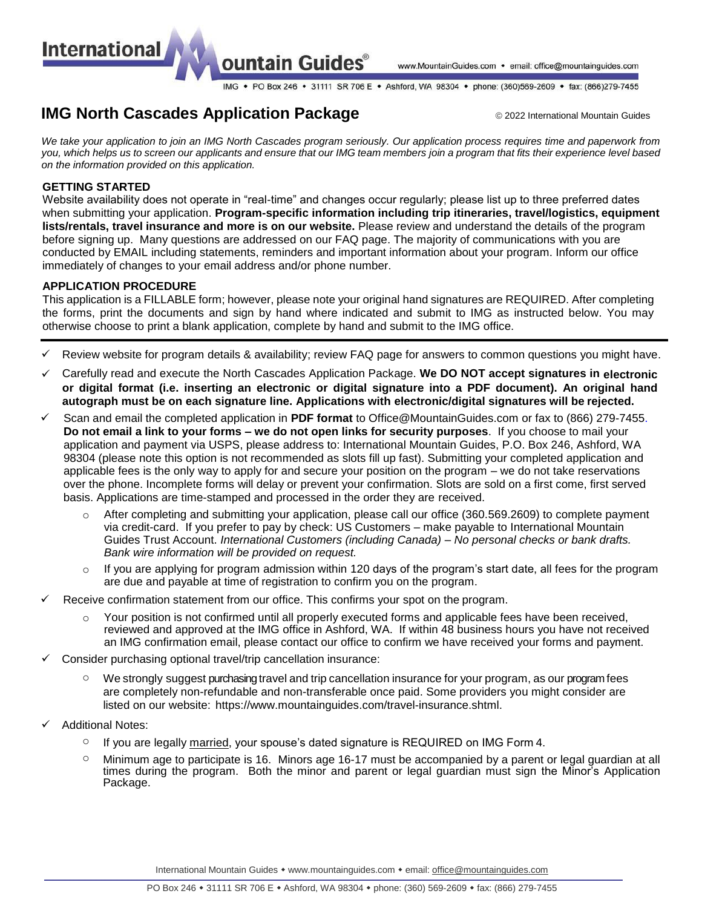# IMG North Cascades Application Package

© 2022 International Mountain Guides

*We take your application to join an IMG North Cascades program seriously. Our application process requires time and paperwork from you, which helps us to screen our applicants and ensure that our IMG team members join a program that fits their experience level based on the information provided on this application.*

## GETTING STARTED

Website availability does not operate in "real-time" and changes occur regularly; please list up to three preferred dates when submitting your application. **Program-specific information including trip itineraries, travel/logistics, equipment lists/rentals, travel insurance and more is on our website.** Please review and understand the details of the program before signing up. Many questions are addressed on our FAQ page. The majority of communications with you are conducted by EMAIL including statements, reminders and important information about your program. Inform our office immediately of changes to your email address and/or phone number.

## APPLICATION PROCEDURE

This application is a FILLABLE form; however, please note your original hand signatures are REQUIRED. After completing the forms, print the documents and sign by hand where indicated and submit to IMG as instructed below. You may otherwise choose to print a blank application, complete by hand and submit to the IMG office.

- ✓ Review website for program details & availability; review FAQ page for answers to common questions you might have.
- ✓ Carefully read and execute the North Cascades Application Package. **We DO NOT accept signatures in electronic or digital format (i.e. inserting an electronic or digital signature into a PDF document). An original hand autograph must be on each signature line. Applications with electronic/digital signatures will be rejected.**
- ✓ Scan and email the completed application in **PDF format** to Office@MountainGuides.com or fax to (866) 279-7455. **Do not email a link to your forms – we do not open links for security purposes**. If you choose to mail your application and payment via USPS, please address to: International Mountain Guides, P.O. Box 246, Ashford, WA 98304 (please note this option is not recommended as slots fill up fast). Submitting your completed application and applicable fees is the only way to apply for and secure your position on the program – we do not take reservations over the phone. Incomplete forms will delay or prevent your confirmation. Slots are sold on a first come, first served basis. Applications are time-stamped and processed in the order they are received.
  - After completing and submitting your application, please call our office (360.569.2609) to complete payment via credit-card. If you prefer to pay by check: US Customers – make payable to International Mountain Guides Trust Account. *International Customers (including Canada) – No personal checks or bank drafts. Bank wire information will be provided on request.*
  - If you are applying for program admission within 120 days of the program's start date, all fees for the program are due and payable at time of registration to confirm you on the program.
- ✓ Receive confirmation statement from our office. This confirms your spot on the program.
  - Your position is not confirmed until all properly executed forms and applicable fees have been received, reviewed and approved at the IMG office in Ashford, WA. If within 48 business hours you have not received an IMG confirmation email, please contact our office to confirm we have received your forms and payment.
- ✓ Consider purchasing optional travel/trip cancellation insurance:
  - We strongly suggest purchasing travel and trip cancellation insurance for your program, as our program fees are completely non-refundable and non-transferable once paid. Some providers you might consider are listed on our website: https://www.mountainguides.com/travel-insurance.shtml.
- ✓ Additional Notes:
  - If you are legally married, your spouse's dated signature is REQUIRED on IMG Form 4.
  - Minimum age to participate is 16. Minors age 16-17 must be accompanied by a parent or legal guardian at all times during the program. Both the minor and parent or legal guardian must sign the Minor's Application Package.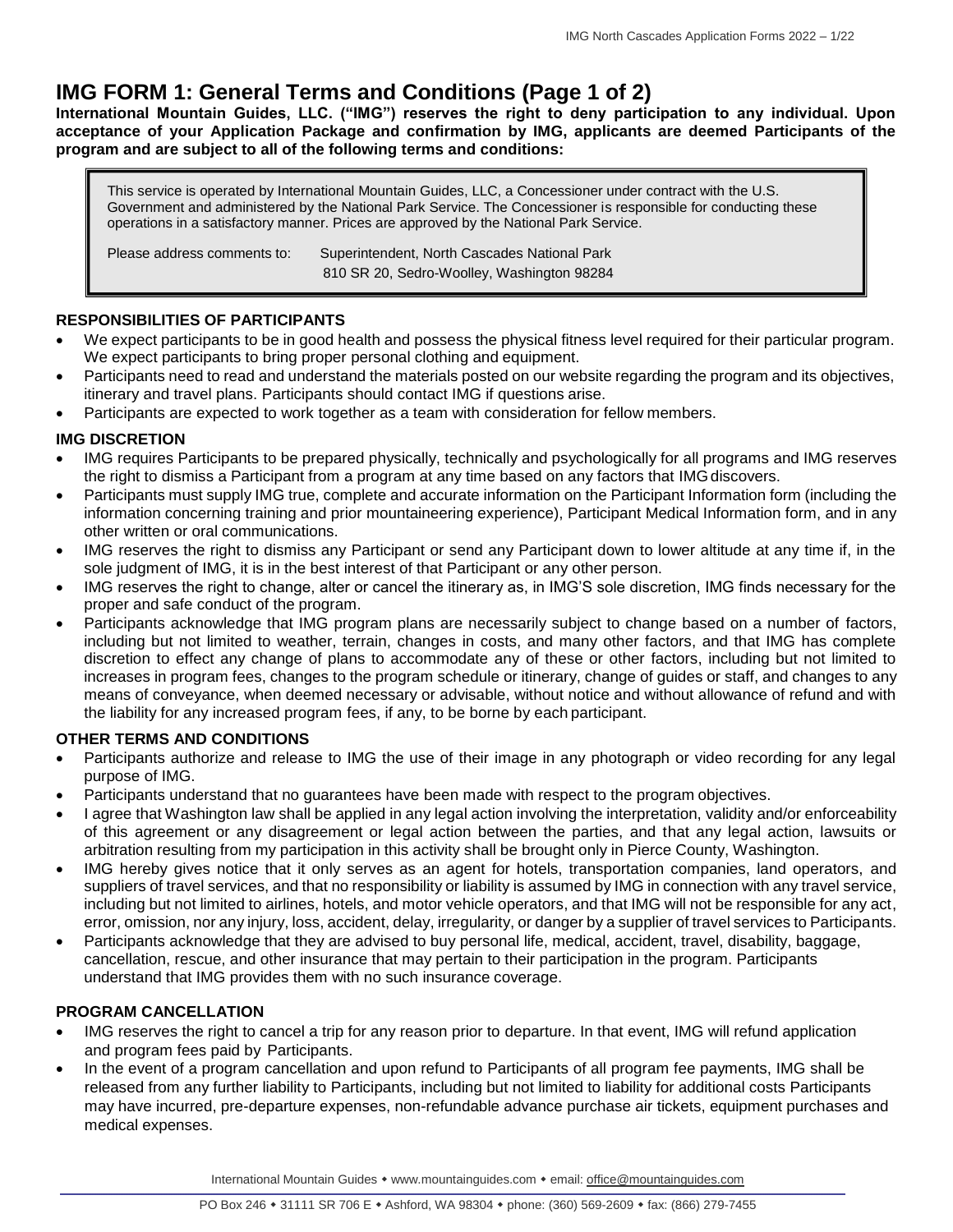# IMG FORM 1: General Terms and Conditions (Page 1 of 2)

**International Mountain Guides, LLC. ("IMG") reserves the right to deny participation to any individual. Upon acceptance of your Application Package and confirmation by IMG, applicants are deemed Participants of the program and are subject to all of the following terms and conditions:**

> This service is operated by International Mountain Guides, LLC, a Concessioner under contract with the U.S. Government and administered by the National Park Service. The Concessioner is responsible for conducting these operations in a satisfactory manner. Prices are approved by the National Park Service.
>
> Please address comments to: Superintendent, North Cascades National Park
> 810 SR 20, Sedro-Woolley, Washington 98284

### RESPONSIBILITIES OF PARTICIPANTS

- We expect participants to be in good health and possess the physical fitness level required for their particular program. We expect participants to bring proper personal clothing and equipment.
- Participants need to read and understand the materials posted on our website regarding the program and its objectives, itinerary and travel plans. Participants should contact IMG if questions arise.
- Participants are expected to work together as a team with consideration for fellow members.

### IMG DISCRETION

- IMG requires Participants to be prepared physically, technically and psychologically for all programs and IMG reserves the right to dismiss a Participant from a program at any time based on any factors that IMG discovers.
- Participants must supply IMG true, complete and accurate information on the Participant Information form (including the information concerning training and prior mountaineering experience), Participant Medical Information form, and in any other written or oral communications.
- IMG reserves the right to dismiss any Participant or send any Participant down to lower altitude at any time if, in the sole judgment of IMG, it is in the best interest of that Participant or any other person.
- IMG reserves the right to change, alter or cancel the itinerary as, in IMG'S sole discretion, IMG finds necessary for the proper and safe conduct of the program.
- Participants acknowledge that IMG program plans are necessarily subject to change based on a number of factors, including but not limited to weather, terrain, changes in costs, and many other factors, and that IMG has complete discretion to effect any change of plans to accommodate any of these or other factors, including but not limited to increases in program fees, changes to the program schedule or itinerary, change of guides or staff, and changes to any means of conveyance, when deemed necessary or advisable, without notice and without allowance of refund and with the liability for any increased program fees, if any, to be borne by each participant.

### OTHER TERMS AND CONDITIONS

- Participants authorize and release to IMG the use of their image in any photograph or video recording for any legal purpose of IMG.
- Participants understand that no guarantees have been made with respect to the program objectives.
- I agree that Washington law shall be applied in any legal action involving the interpretation, validity and/or enforceability of this agreement or any disagreement or legal action between the parties, and that any legal action, lawsuits or arbitration resulting from my participation in this activity shall be brought only in Pierce County, Washington.
- IMG hereby gives notice that it only serves as an agent for hotels, transportation companies, land operators, and suppliers of travel services, and that no responsibility or liability is assumed by IMG in connection with any travel service, including but not limited to airlines, hotels, and motor vehicle operators, and that IMG will not be responsible for any act, error, omission, nor any injury, loss, accident, delay, irregularity, or danger by a supplier of travel services to Participants.
- Participants acknowledge that they are advised to buy personal life, medical, accident, travel, disability, baggage, cancellation, rescue, and other insurance that may pertain to their participation in the program. Participants understand that IMG provides them with no such insurance coverage.

### PROGRAM CANCELLATION

- IMG reserves the right to cancel a trip for any reason prior to departure. In that event, IMG will refund application and program fees paid by Participants.
- In the event of a program cancellation and upon refund to Participants of all program fee payments, IMG shall be released from any further liability to Participants, including but not limited to liability for additional costs Participants may have incurred, pre-departure expenses, non-refundable advance purchase air tickets, equipment purchases and medical expenses.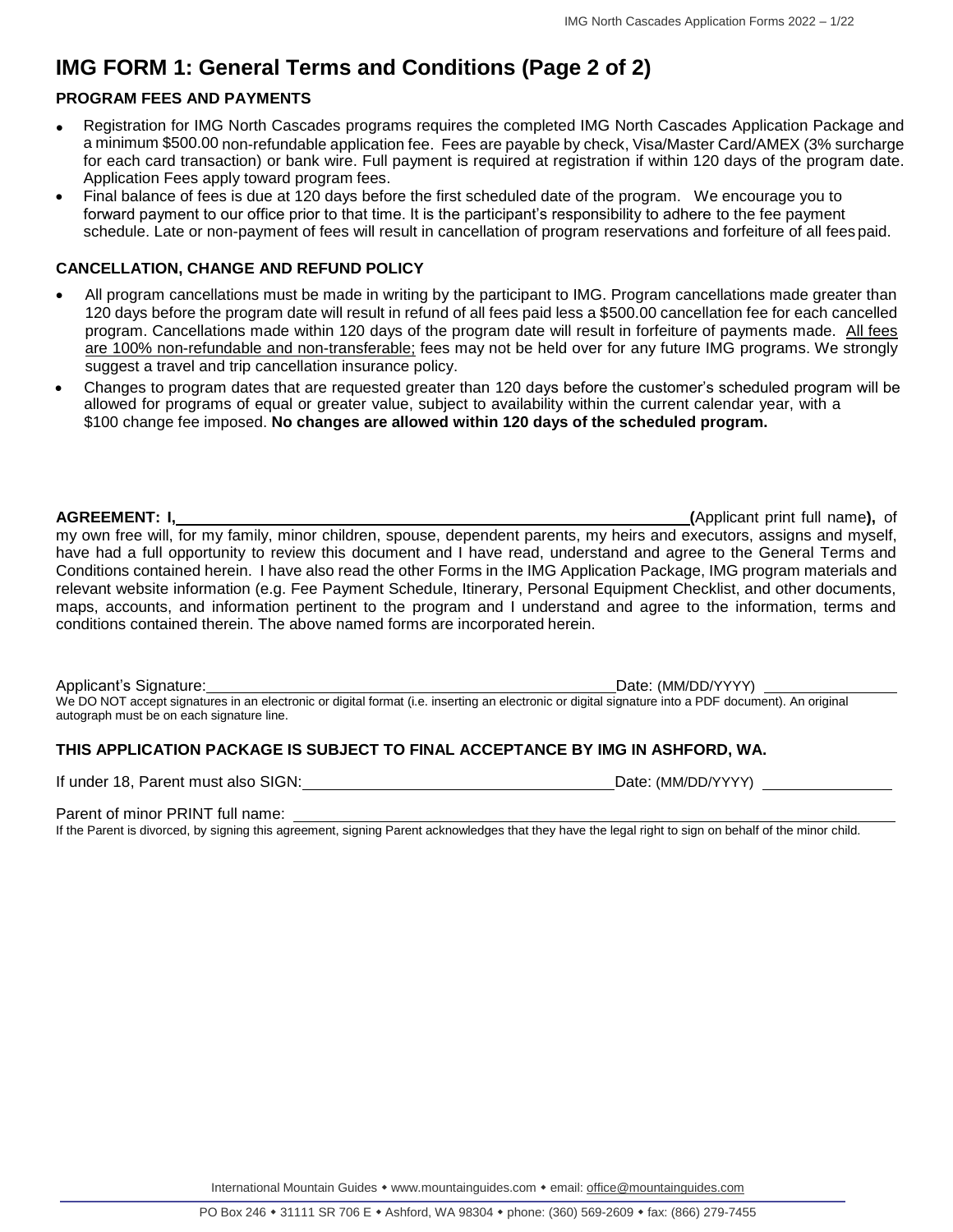# IMG FORM 1: General Terms and Conditions (Page 2 of 2)

### PROGRAM FEES AND PAYMENTS

- Registration for IMG North Cascades programs requires the completed IMG North Cascades Application Package and a minimum $500.00 non-refundable application fee. Fees are payable by check, Visa/Master Card/AMEX (3% surcharge for each card transaction) or bank wire. Full payment is required at registration if within 120 days of the program date. Application Fees apply toward program fees.
- Final balance of fees is due at 120 days before the first scheduled date of the program. We encourage you to forward payment to our office prior to that time. It is the participant's responsibility to adhere to the fee payment schedule. Late or non-payment of fees will result in cancellation of program reservations and forfeiture of all fees paid.

### CANCELLATION, CHANGE AND REFUND POLICY

- All program cancellations must be made in writing by the participant to IMG. Program cancellations made greater than 120 days before the program date will result in refund of all fees paid less a $500.00 cancellation fee for each cancelled program. Cancellations made within 120 days of the program date will result in forfeiture of payments made. <u>All fees are 100% non-refundable and non-transferable;</u> fees may not be held over for any future IMG programs. We strongly suggest a travel and trip cancellation insurance policy.
- Changes to program dates that are requested greater than 120 days before the customer's scheduled program will be allowed for programs of equal or greater value, subject to availability within the current calendar year, with a $100 change fee imposed. **No changes are allowed within 120 days of the scheduled program.**

**AGREEMENT: I,** ______________________________ **(**Applicant print full name**),** of my own free will, for my family, minor children, spouse, dependent parents, my heirs and executors, assigns and myself, have had a full opportunity to review this document and I have read, understand and agree to the General Terms and Conditions contained herein. I have also read the other Forms in the IMG Application Package, IMG program materials and relevant website information (e.g. Fee Payment Schedule, Itinerary, Personal Equipment Checklist, and other documents, maps, accounts, and information pertinent to the program and I understand and agree to the information, terms and conditions contained therein. The above named forms are incorporated herein.

Applicant's Signature: ______________________________ Date: (MM/DD/YYYY) ______________

We DO NOT accept signatures in an electronic or digital format (i.e. inserting an electronic or digital signature into a PDF document). An original autograph must be on each signature line.

### THIS APPLICATION PACKAGE IS SUBJECT TO FINAL ACCEPTANCE BY IMG IN ASHFORD, WA.

If under 18, Parent must also SIGN: ______________________________ Date: (MM/DD/YYYY) ______________

Parent of minor PRINT full name: ______________________________

If the Parent is divorced, by signing this agreement, signing Parent acknowledges that they have the legal right to sign on behalf of the minor child.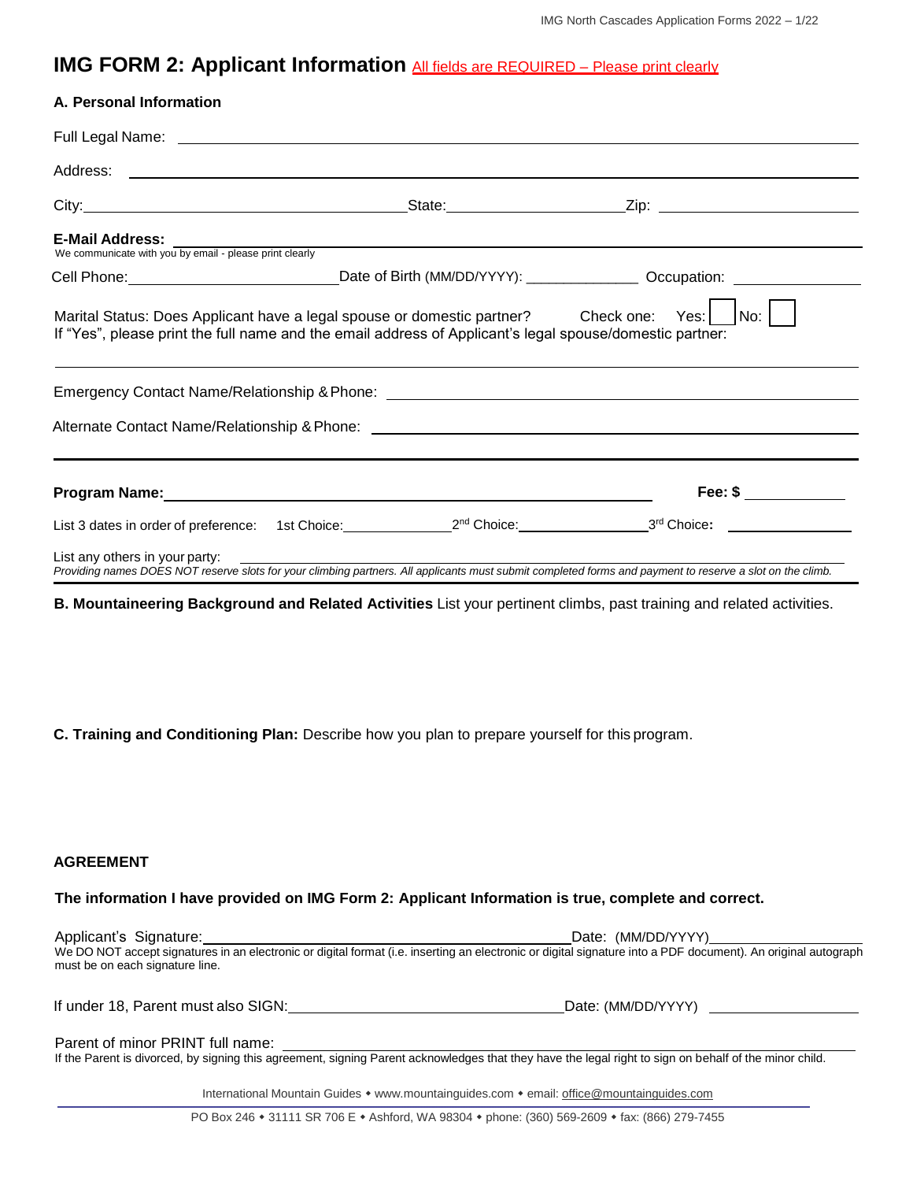# IMG FORM 2: Applicant Information All fields are REQUIRED – Please print clearly

## A. Personal Information

Full Legal Name: ______________________________

Address: ______________________________

City: ____________________ State: ____________ Zip: ____________

**E-Mail Address:** ______________________________
We communicate with you by email - please print clearly

Cell Phone: ____________ Date of Birth (MM/DD/YYYY): ______________ Occupation: ____________

Marital Status: Does Applicant have a legal spouse or domestic partner? Check one: Yes: ☐ No: ☐
If "Yes", please print the full name and the email address of Applicant's legal spouse/domestic partner:

______________________________

Emergency Contact Name/Relationship & Phone: ______________________________

Alternate Contact Name/Relationship & Phone: ______________________________

**Program Name:** ______________________________ **Fee: $** ____________

List 3 dates in order of preference: 1st Choice: ____________ 2nd Choice: ____________ 3rd Choice: ____________

List any others in your party: ______________________________
*Providing names DOES NOT reserve slots for your climbing partners. All applicants must submit completed forms and payment to reserve a slot on the climb.*

**B. Mountaineering Background and Related Activities** List your pertinent climbs, past training and related activities.

**C. Training and Conditioning Plan:** Describe how you plan to prepare yourself for this program.

## AGREEMENT

**The information I have provided on IMG Form 2: Applicant Information is true, complete and correct.**

Applicant's Signature: ______________________________ Date: (MM/DD/YYYY) ____________
We DO NOT accept signatures in an electronic or digital format (i.e. inserting an electronic or digital signature into a PDF document). An original autograph must be on each signature line.

If under 18, Parent must also SIGN: ______________________________ Date: (MM/DD/YYYY) ____________

Parent of minor PRINT full name: ______________________________
If the Parent is divorced, by signing this agreement, signing Parent acknowledges that they have the legal right to sign on behalf of the minor child.

International Mountain Guides • www.mountainguides.com • email: office@mountainguides.com

PO Box 246 • 31111 SR 706 E • Ashford, WA 98304 • phone: (360) 569-2609 • fax: (866) 279-7455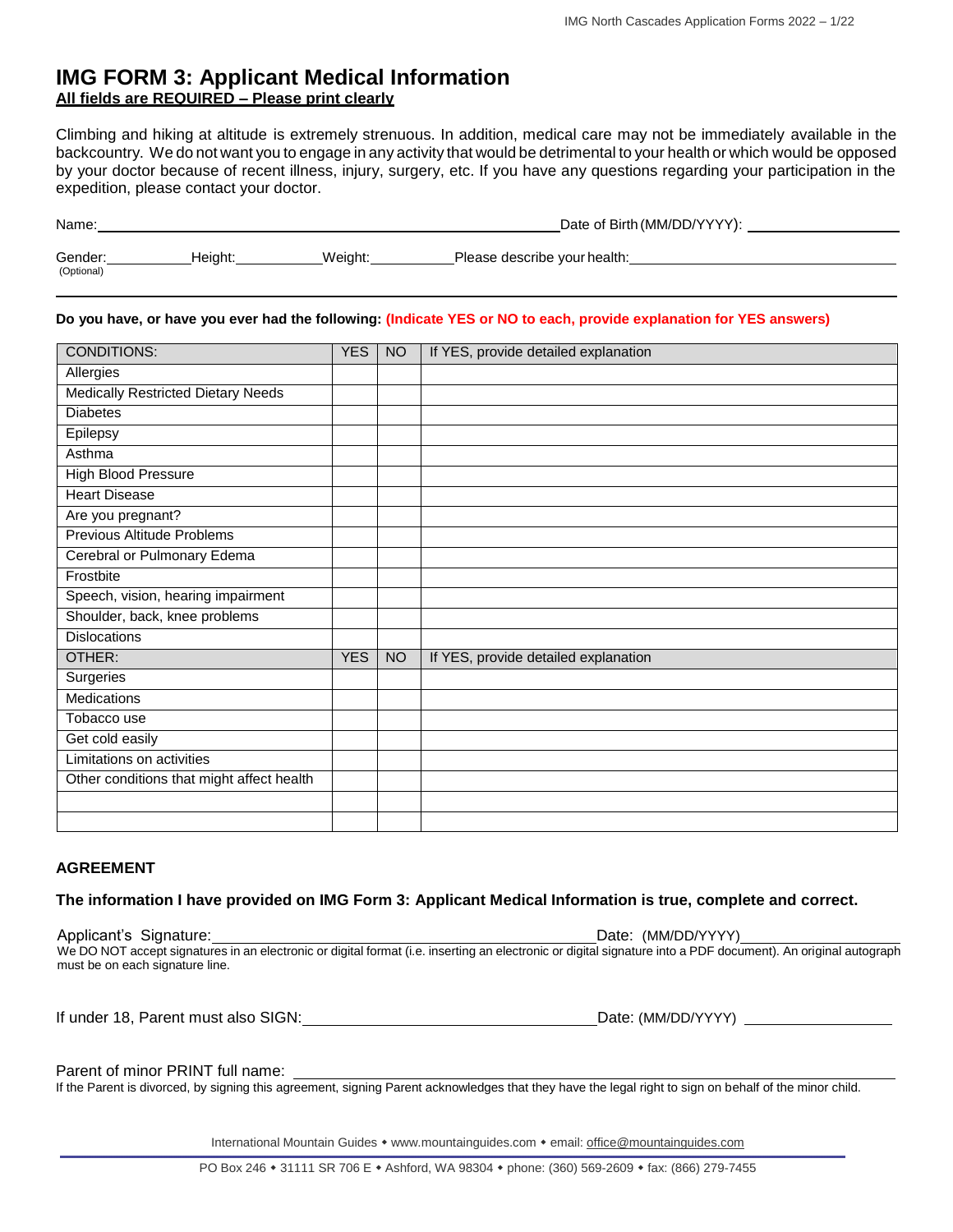# IMG FORM 3: Applicant Medical Information

**All fields are REQUIRED – Please print clearly**

Climbing and hiking at altitude is extremely strenuous. In addition, medical care may not be immediately available in the backcountry. We do not want you to engage in any activity that would be detrimental to your health or which would be opposed by your doctor because of recent illness, injury, surgery, etc. If you have any questions regarding your participation in the expedition, please contact your doctor.

Name:______________________________________________ Date of Birth (MM/DD/YYYY): ________________

Gender:__________ Height:__________ Weight:__________ Please describe your health:______________________________
(Optional)

______________________________________________________________________________

**Do you have, or have you ever had the following: (Indicate YES or NO to each, provide explanation for YES answers)**

| CONDITIONS: | YES | NO | If YES, provide detailed explanation |
|---|---|---|---|
| Allergies | | | |
| Medically Restricted Dietary Needs | | | |
| Diabetes | | | |
| Epilepsy | | | |
| Asthma | | | |
| High Blood Pressure | | | |
| Heart Disease | | | |
| Are you pregnant? | | | |
| Previous Altitude Problems | | | |
| Cerebral or Pulmonary Edema | | | |
| Frostbite | | | |
| Speech, vision, hearing impairment | | | |
| Shoulder, back, knee problems | | | |
| Dislocations | | | |
| OTHER: | YES | NO | If YES, provide detailed explanation |
| Surgeries | | | |
| Medications | | | |
| Tobacco use | | | |
| Get cold easily | | | |
| Limitations on activities | | | |
| Other conditions that might affect health | | | |
| | | | |
| | | | |

## AGREEMENT

**The information I have provided on IMG Form 3: Applicant Medical Information is true, complete and correct.**

Applicant's Signature:____________________________________________ Date: (MM/DD/YYYY)________________

We DO NOT accept signatures in an electronic or digital format (i.e. inserting an electronic or digital signature into a PDF document). An original autograph must be on each signature line.

If under 18, Parent must also SIGN:________________________________ Date: (MM/DD/YYYY) ________________

Parent of minor PRINT full name: ______________________________________________________

If the Parent is divorced, by signing this agreement, signing Parent acknowledges that they have the legal right to sign on behalf of the minor child.

International Mountain Guides • www.mountainguides.com • email: office@mountainguides.com

PO Box 246 • 31111 SR 706 E • Ashford, WA 98304 • phone: (360) 569-2609 • fax: (866) 279-7455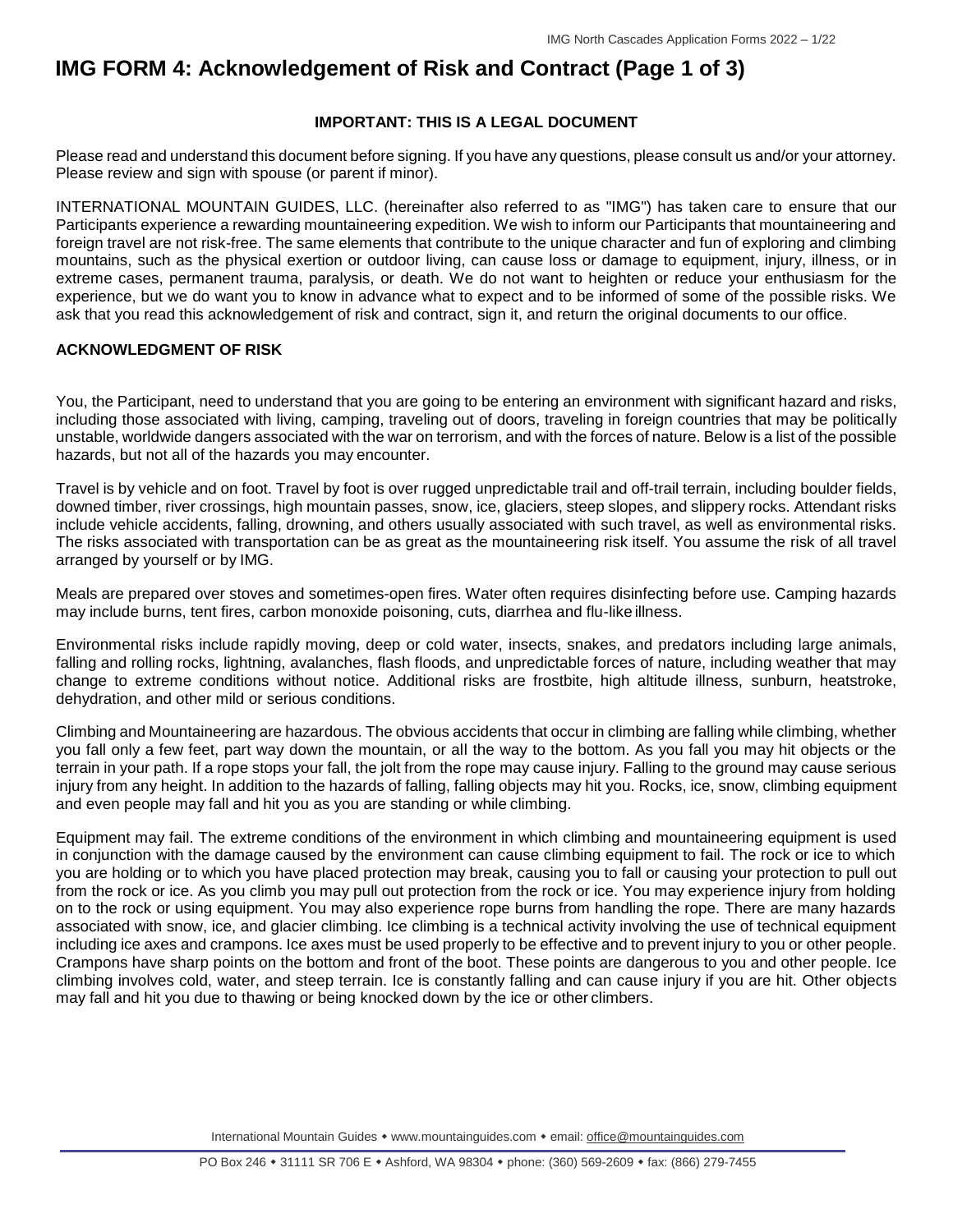# IMG FORM 4: Acknowledgement of Risk and Contract (Page 1 of 3)

**IMPORTANT: THIS IS A LEGAL DOCUMENT**

Please read and understand this document before signing. If you have any questions, please consult us and/or your attorney. Please review and sign with spouse (or parent if minor).

INTERNATIONAL MOUNTAIN GUIDES, LLC. (hereinafter also referred to as "IMG") has taken care to ensure that our Participants experience a rewarding mountaineering expedition. We wish to inform our Participants that mountaineering and foreign travel are not risk-free. The same elements that contribute to the unique character and fun of exploring and climbing mountains, such as the physical exertion or outdoor living, can cause loss or damage to equipment, injury, illness, or in extreme cases, permanent trauma, paralysis, or death. We do not want to heighten or reduce your enthusiasm for the experience, but we do want you to know in advance what to expect and to be informed of some of the possible risks. We ask that you read this acknowledgement of risk and contract, sign it, and return the original documents to our office.

## ACKNOWLEDGMENT OF RISK

You, the Participant, need to understand that you are going to be entering an environment with significant hazard and risks, including those associated with living, camping, traveling out of doors, traveling in foreign countries that may be politically unstable, worldwide dangers associated with the war on terrorism, and with the forces of nature. Below is a list of the possible hazards, but not all of the hazards you may encounter.

Travel is by vehicle and on foot. Travel by foot is over rugged unpredictable trail and off-trail terrain, including boulder fields, downed timber, river crossings, high mountain passes, snow, ice, glaciers, steep slopes, and slippery rocks. Attendant risks include vehicle accidents, falling, drowning, and others usually associated with such travel, as well as environmental risks. The risks associated with transportation can be as great as the mountaineering risk itself. You assume the risk of all travel arranged by yourself or by IMG.

Meals are prepared over stoves and sometimes-open fires. Water often requires disinfecting before use. Camping hazards may include burns, tent fires, carbon monoxide poisoning, cuts, diarrhea and flu-like illness.

Environmental risks include rapidly moving, deep or cold water, insects, snakes, and predators including large animals, falling and rolling rocks, lightning, avalanches, flash floods, and unpredictable forces of nature, including weather that may change to extreme conditions without notice. Additional risks are frostbite, high altitude illness, sunburn, heatstroke, dehydration, and other mild or serious conditions.

Climbing and Mountaineering are hazardous. The obvious accidents that occur in climbing are falling while climbing, whether you fall only a few feet, part way down the mountain, or all the way to the bottom. As you fall you may hit objects or the terrain in your path. If a rope stops your fall, the jolt from the rope may cause injury. Falling to the ground may cause serious injury from any height. In addition to the hazards of falling, falling objects may hit you. Rocks, ice, snow, climbing equipment and even people may fall and hit you as you are standing or while climbing.

Equipment may fail. The extreme conditions of the environment in which climbing and mountaineering equipment is used in conjunction with the damage caused by the environment can cause climbing equipment to fail. The rock or ice to which you are holding or to which you have placed protection may break, causing you to fall or causing your protection to pull out from the rock or ice. As you climb you may pull out protection from the rock or ice. You may experience injury from holding on to the rock or using equipment. You may also experience rope burns from handling the rope. There are many hazards associated with snow, ice, and glacier climbing. Ice climbing is a technical activity involving the use of technical equipment including ice axes and crampons. Ice axes must be used properly to be effective and to prevent injury to you or other people. Crampons have sharp points on the bottom and front of the boot. These points are dangerous to you and other people. Ice climbing involves cold, water, and steep terrain. Ice is constantly falling and can cause injury if you are hit. Other objects may fall and hit you due to thawing or being knocked down by the ice or other climbers.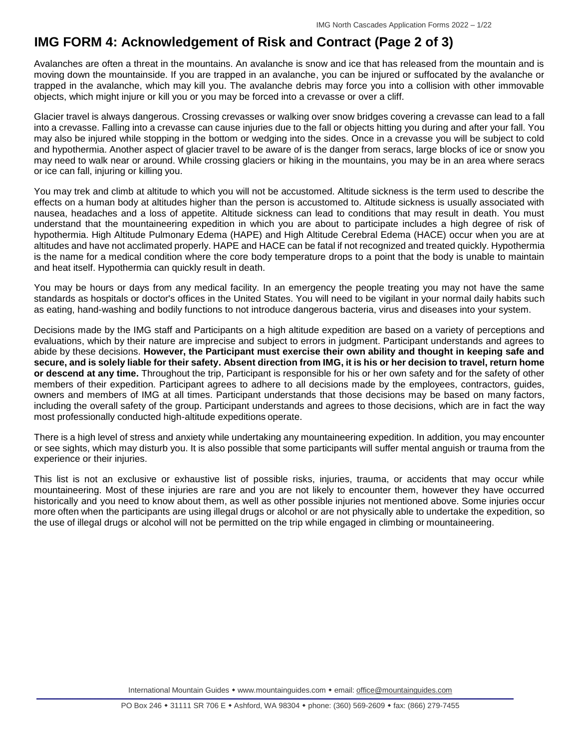# IMG FORM 4: Acknowledgement of Risk and Contract (Page 2 of 3)

Avalanches are often a threat in the mountains. An avalanche is snow and ice that has released from the mountain and is moving down the mountainside. If you are trapped in an avalanche, you can be injured or suffocated by the avalanche or trapped in the avalanche, which may kill you. The avalanche debris may force you into a collision with other immovable objects, which might injure or kill you or you may be forced into a crevasse or over a cliff.

Glacier travel is always dangerous. Crossing crevasses or walking over snow bridges covering a crevasse can lead to a fall into a crevasse. Falling into a crevasse can cause injuries due to the fall or objects hitting you during and after your fall. You may also be injured while stopping in the bottom or wedging into the sides. Once in a crevasse you will be subject to cold and hypothermia. Another aspect of glacier travel to be aware of is the danger from seracs, large blocks of ice or snow you may need to walk near or around. While crossing glaciers or hiking in the mountains, you may be in an area where seracs or ice can fall, injuring or killing you.

You may trek and climb at altitude to which you will not be accustomed. Altitude sickness is the term used to describe the effects on a human body at altitudes higher than the person is accustomed to. Altitude sickness is usually associated with nausea, headaches and a loss of appetite. Altitude sickness can lead to conditions that may result in death. You must understand that the mountaineering expedition in which you are about to participate includes a high degree of risk of hypothermia. High Altitude Pulmonary Edema (HAPE) and High Altitude Cerebral Edema (HACE) occur when you are at altitudes and have not acclimated properly. HAPE and HACE can be fatal if not recognized and treated quickly. Hypothermia is the name for a medical condition where the core body temperature drops to a point that the body is unable to maintain and heat itself. Hypothermia can quickly result in death.

You may be hours or days from any medical facility. In an emergency the people treating you may not have the same standards as hospitals or doctor's offices in the United States. You will need to be vigilant in your normal daily habits such as eating, hand-washing and bodily functions to not introduce dangerous bacteria, virus and diseases into your system.

Decisions made by the IMG staff and Participants on a high altitude expedition are based on a variety of perceptions and evaluations, which by their nature are imprecise and subject to errors in judgment. Participant understands and agrees to abide by these decisions. **However, the Participant must exercise their own ability and thought in keeping safe and secure, and is solely liable for their safety. Absent direction from IMG, it is his or her decision to travel, return home or descend at any time.** Throughout the trip, Participant is responsible for his or her own safety and for the safety of other members of their expedition. Participant agrees to adhere to all decisions made by the employees, contractors, guides, owners and members of IMG at all times. Participant understands that those decisions may be based on many factors, including the overall safety of the group. Participant understands and agrees to those decisions, which are in fact the way most professionally conducted high-altitude expeditions operate.

There is a high level of stress and anxiety while undertaking any mountaineering expedition. In addition, you may encounter or see sights, which may disturb you. It is also possible that some participants will suffer mental anguish or trauma from the experience or their injuries.

This list is not an exclusive or exhaustive list of possible risks, injuries, trauma, or accidents that may occur while mountaineering. Most of these injuries are rare and you are not likely to encounter them, however they have occurred historically and you need to know about them, as well as other possible injuries not mentioned above. Some injuries occur more often when the participants are using illegal drugs or alcohol or are not physically able to undertake the expedition, so the use of illegal drugs or alcohol will not be permitted on the trip while engaged in climbing or mountaineering.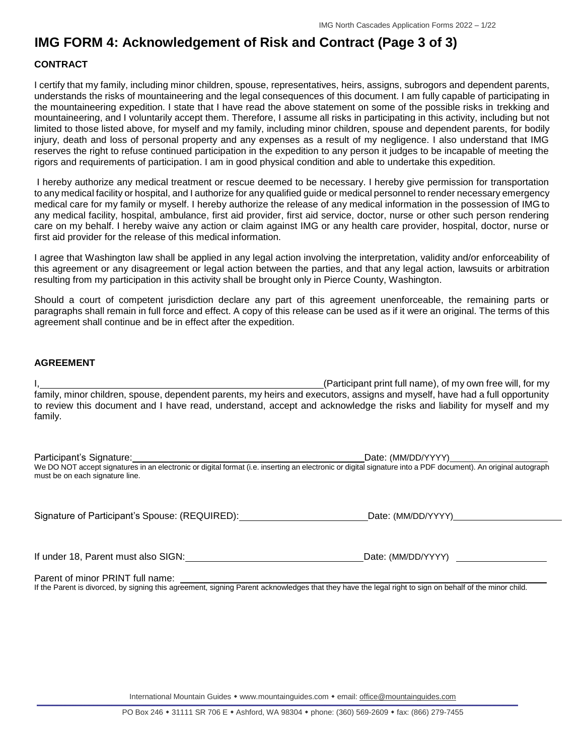# IMG FORM 4: Acknowledgement of Risk and Contract (Page 3 of 3)

**CONTRACT**

I certify that my family, including minor children, spouse, representatives, heirs, assigns, subrogors and dependent parents, understands the risks of mountaineering and the legal consequences of this document. I am fully capable of participating in the mountaineering expedition. I state that I have read the above statement on some of the possible risks in trekking and mountaineering, and I voluntarily accept them. Therefore, I assume all risks in participating in this activity, including but not limited to those listed above, for myself and my family, including minor children, spouse and dependent parents, for bodily injury, death and loss of personal property and any expenses as a result of my negligence. I also understand that IMG reserves the right to refuse continued participation in the expedition to any person it judges to be incapable of meeting the rigors and requirements of participation. I am in good physical condition and able to undertake this expedition.

I hereby authorize any medical treatment or rescue deemed to be necessary. I hereby give permission for transportation to any medical facility or hospital, and I authorize for any qualified guide or medical personnel to render necessary emergency medical care for my family or myself. I hereby authorize the release of any medical information in the possession of IMG to any medical facility, hospital, ambulance, first aid provider, first aid service, doctor, nurse or other such person rendering care on my behalf. I hereby waive any action or claim against IMG or any health care provider, hospital, doctor, nurse or first aid provider for the release of this medical information.

I agree that Washington law shall be applied in any legal action involving the interpretation, validity and/or enforceability of this agreement or any disagreement or legal action between the parties, and that any legal action, lawsuits or arbitration resulting from my participation in this activity shall be brought only in Pierce County, Washington.

Should a court of competent jurisdiction declare any part of this agreement unenforceable, the remaining parts or paragraphs shall remain in full force and effect. A copy of this release can be used as if it were an original. The terms of this agreement shall continue and be in effect after the expedition.

**AGREEMENT**

I, \_\_\_\_\_\_\_\_\_\_\_\_\_\_\_\_\_\_\_\_\_\_\_\_\_\_\_\_\_\_\_\_\_\_\_\_\_\_\_\_\_\_ (Participant print full name), of my own free will, for my family, minor children, spouse, dependent parents, my heirs and executors, assigns and myself, have had a full opportunity to review this document and I have read, understand, accept and acknowledge the risks and liability for myself and my family.

Participant's Signature: \_\_\_\_\_\_\_\_\_\_\_\_\_\_\_\_\_\_\_\_\_\_\_\_\_\_\_\_\_\_\_\_\_\_ Date: (MM/DD/YYYY) \_\_\_\_\_\_\_\_\_\_\_\_\_\_\_\_

We DO NOT accept signatures in an electronic or digital format (i.e. inserting an electronic or digital signature into a PDF document). An original autograph must be on each signature line.

Signature of Participant's Spouse: (REQUIRED): \_\_\_\_\_\_\_\_\_\_\_\_\_\_\_\_\_\_\_\_ Date: (MM/DD/YYYY) \_\_\_\_\_\_\_\_\_\_\_\_\_\_\_\_

If under 18, Parent must also SIGN: \_\_\_\_\_\_\_\_\_\_\_\_\_\_\_\_\_\_\_\_\_\_\_\_\_\_ Date: (MM/DD/YYYY) \_\_\_\_\_\_\_\_\_\_\_\_\_\_\_\_

Parent of minor PRINT full name: \_\_\_\_\_\_\_\_\_\_\_\_\_\_\_\_\_\_\_\_\_\_\_\_\_\_\_\_\_\_\_\_\_\_\_\_\_\_\_\_\_\_

If the Parent is divorced, by signing this agreement, signing Parent acknowledges that they have the legal right to sign on behalf of the minor child.